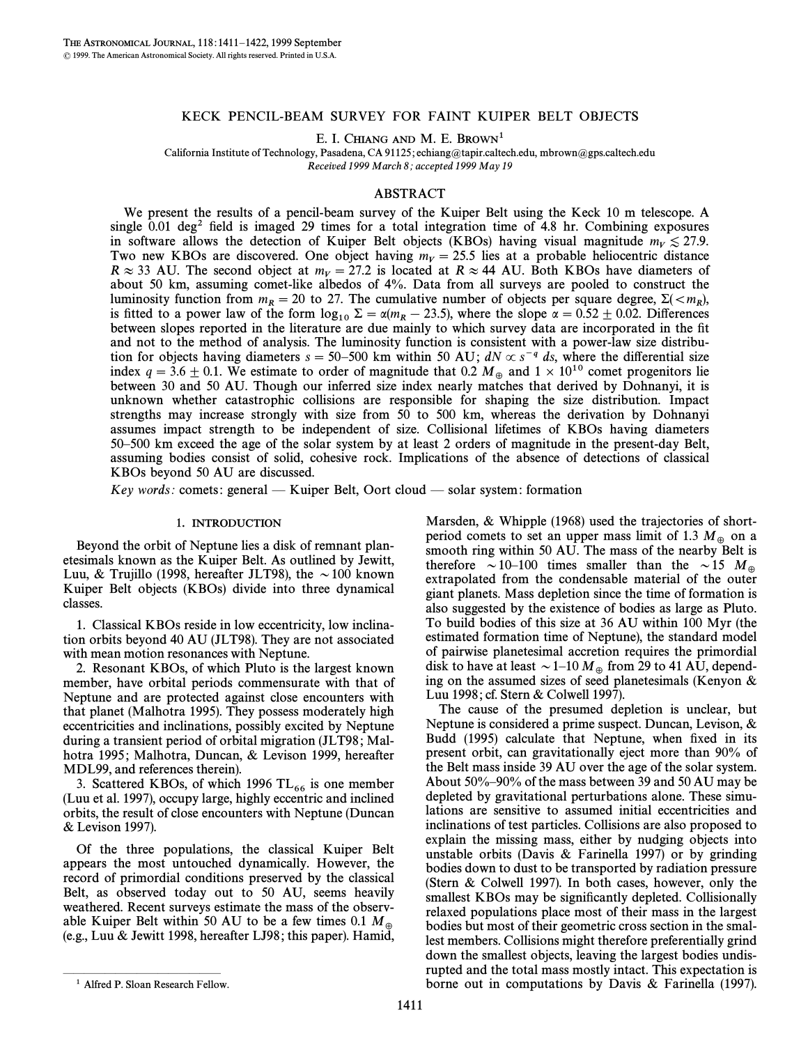# KECK PENCIL-BEAM SURVEY FOR FAINT KUIPER BELT OBJECTS

E. I. CHIANG AND M. E. BROWN[1]

California Institute of Technology, Pasadena, CA 91125; echiang@tapir.caltech.edu, mbrown@gps.caltech.edu

*Received 1999 March 8; accepted 1999 May 19*

## ABSTRACT

We present the results of a pencil-beam survey of the Kuiper Belt using the Keck 10 m telescope. A single 0.01 deg$^2$ field is imaged 29 times for a total integration time of 4.8 hr. Combining exposures in software allows the detection of Kuiper Belt objects (KBOs) having visual magnitude $m_V \lesssim 27.9$. Two new KBOs are discovered. One object having $m_V = 25.5$ lies at a probable heliocentric distance $R \approx 33$ AU. The second object at $m_V = 27.2$ is located at $R \approx 44$ AU. Both KBOs have diameters of about 50 km, assuming comet-like albedos of 4%. Data from all surveys are pooled to construct the luminosity function from $m_R = 20$ to 27. The cumulative number of objects per square degree, $\Sigma(<m_R)$, is fitted to a power law of the form $\log_{10} \Sigma = \alpha(m_R - 23.5)$, where the slope $\alpha = 0.52 \pm 0.02$. Differences between slopes reported in the literature are due mainly to which survey data are incorporated in the fit and not to the method of analysis. The luminosity function is consistent with a power-law size distribution for objects having diameters $s = 50$–$500$ km within 50 AU; $dN \propto s^{-q}\, ds$, where the differential size index $q = 3.6 \pm 0.1$. We estimate to order of magnitude that 0.2 $M_\oplus$ and $1 \times 10^{10}$ comet progenitors lie between 30 and 50 AU. Though our inferred size index nearly matches that derived by Dohnanyi, it is unknown whether catastrophic collisions are responsible for shaping the size distribution. Impact strengths may increase strongly with size from 50 to 500 km, whereas the derivation by Dohnanyi assumes impact strength to be independent of size. Collisional lifetimes of KBOs having diameters 50–500 km exceed the age of the solar system by at least 2 orders of magnitude in the present-day Belt, assuming bodies consist of solid, cohesive rock. Implications of the absence of detections of classical KBOs beyond 50 AU are discussed.

*Key words:* comets: general — Kuiper Belt, Oort cloud — solar system: formation

## 1. INTRODUCTION

Beyond the orbit of Neptune lies a disk of remnant planetesimals known as the Kuiper Belt. As outlined by Jewitt, Luu, & Trujillo (1998, hereafter JLT98), the $\sim$100 known Kuiper Belt objects (KBOs) divide into three dynamical classes.

1. Classical KBOs reside in low eccentricity, low inclination orbits beyond 40 AU (JLT98). They are not associated with mean motion resonances with Neptune.
2. Resonant KBOs, of which Pluto is the largest known member, have orbital periods commensurate with that of Neptune and are protected against close encounters with that planet (Malhotra 1995). They possess moderately high eccentricities and inclinations, possibly excited by Neptune during a transient period of orbital migration (JLT98; Malhotra 1995; Malhotra, Duncan, & Levison 1999, hereafter MDL99, and references therein).
3. Scattered KBOs, of which 1996 TL$_{66}$ is one member (Luu et al. 1997), occupy large, highly eccentric and inclined orbits, the result of close encounters with Neptune (Duncan & Levison 1997).

Of the three populations, the classical Kuiper Belt appears the most untouched dynamically. However, the record of primordial conditions preserved by the classical Belt, as observed today out to 50 AU, seems heavily weathered. Recent surveys estimate the mass of the observable Kuiper Belt within 50 AU to be a few times 0.1 $M_\oplus$ (e.g., Luu & Jewitt 1998, hereafter LJ98; this paper). Hamid, Marsden, & Whipple (1968) used the trajectories of short-period comets to set an upper mass limit of 1.3 $M_\oplus$ on a smooth ring within 50 AU. The mass of the nearby Belt is therefore $\sim$10–100 times smaller than the $\sim$15 $M_\oplus$ extrapolated from the condensable material of the outer giant planets. Mass depletion since the time of formation is also suggested by the existence of bodies as large as Pluto. To build bodies of this size at 36 AU within 100 Myr (the estimated formation time of Neptune), the standard model of pairwise planetesimal accretion requires the primordial disk to have at least $\sim$1–10 $M_\oplus$ from 29 to 41 AU, depending on the assumed sizes of seed planetesimals (Kenyon & Luu 1998; cf. Stern & Colwell 1997).

The cause of the presumed depletion is unclear, but Neptune is considered a prime suspect. Duncan, Levison, & Budd (1995) calculate that Neptune, when fixed in its present orbit, can gravitationally eject more than 90% of the Belt mass inside 39 AU over the age of the solar system. About 50%–90% of the mass between 39 and 50 AU may be depleted by gravitational perturbations alone. These simulations are sensitive to assumed initial eccentricities and inclinations of test particles. Collisions are also proposed to explain the missing mass, either by nudging objects into unstable orbits (Davis & Farinella 1997) or by grinding bodies down to dust to be transported by radiation pressure (Stern & Colwell 1997). In both cases, however, only the smallest KBOs may be significantly depleted. Collisionally relaxed populations place most of their mass in the largest bodies but most of their geometric cross section in the smallest members. Collisions might therefore preferentially grind down the smallest objects, leaving the largest bodies undisrupted and the total mass mostly intact. This expectation is borne out in computations by Davis & Farinella (1997).

[1] Alfred P. Sloan Research Fellow.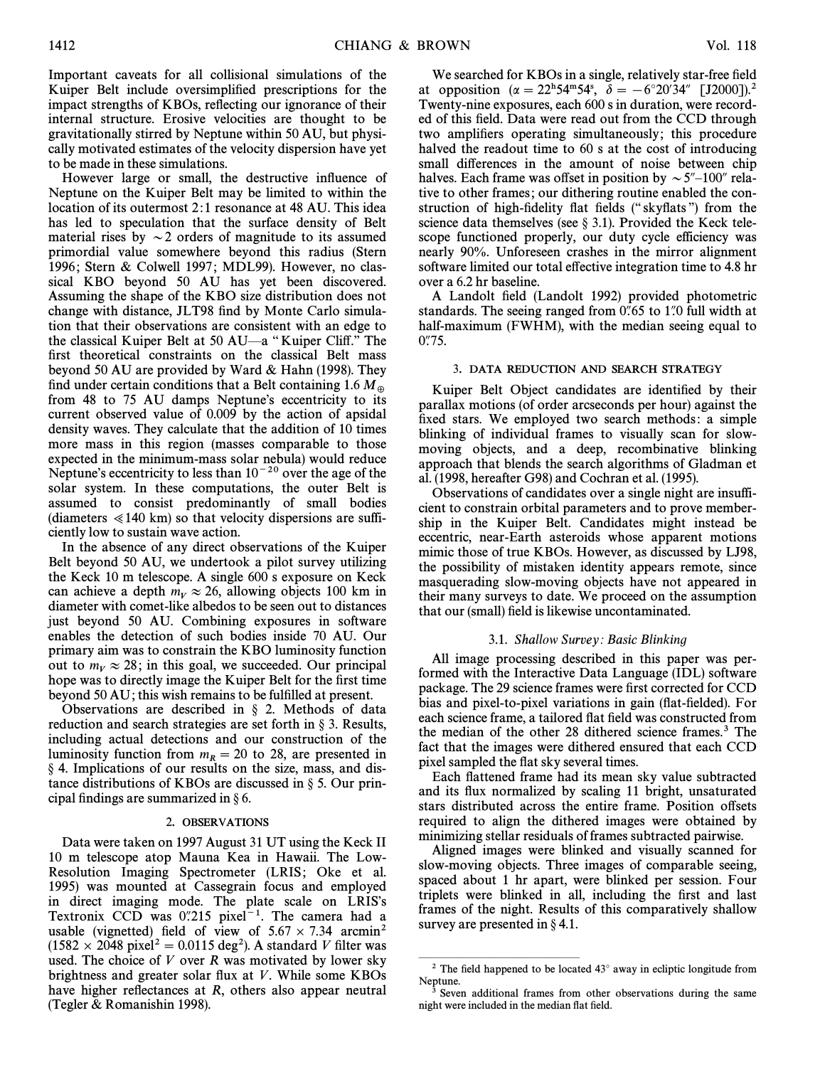Important caveats for all collisional simulations of the Kuiper Belt include oversimplified prescriptions for the impact strengths of KBOs, reflecting our ignorance of their internal structure. Erosive velocities are thought to be gravitationally stirred by Neptune within 50 AU, but physically motivated estimates of the velocity dispersion have yet to be made in these simulations.

However large or small, the destructive influence of Neptune on the Kuiper Belt may be limited to within the location of its outermost 2:1 resonance at 48 AU. This idea has led to speculation that the surface density of Belt material rises by $\sim 2$ orders of magnitude to its assumed primordial value somewhere beyond this radius (Stern 1996; Stern & Colwell 1997; MDL99). However, no classical KBO beyond 50 AU has yet been discovered. Assuming the shape of the KBO size distribution does not change with distance, JLT98 find by Monte Carlo simulation that their observations are consistent with an edge to the classical Kuiper Belt at 50 AU—a "Kuiper Cliff." The first theoretical constraints on the classical Belt mass beyond 50 AU are provided by Ward & Hahn (1998). They find under certain conditions that a Belt containing 1.6 $M_{\oplus}$ from 48 to 75 AU damps Neptune's eccentricity to its current observed value of 0.009 by the action of apsidal density waves. They calculate that the addition of 10 times more mass in this region (masses comparable to those expected in the minimum-mass solar nebula) would reduce Neptune's eccentricity to less than $10^{-20}$ over the age of the solar system. In these computations, the outer Belt is assumed to consist predominantly of small bodies (diameters $\ll 140$ km) so that velocity dispersions are sufficiently low to sustain wave action.

In the absence of any direct observations of the Kuiper Belt beyond 50 AU, we undertook a pilot survey utilizing the Keck 10 m telescope. A single 600 s exposure on Keck can achieve a depth $m_V \approx 26$, allowing objects 100 km in diameter with comet-like albedos to be seen out to distances just beyond 50 AU. Combining exposures in software enables the detection of such bodies inside 70 AU. Our primary aim was to constrain the KBO luminosity function out to $m_V \approx 28$; in this goal, we succeeded. Our principal hope was to directly image the Kuiper Belt for the first time beyond 50 AU; this wish remains to be fulfilled at present.

Observations are described in § 2. Methods of data reduction and search strategies are set forth in § 3. Results, including actual detections and our construction of the luminosity function from $m_R = 20$ to 28, are presented in § 4. Implications of our results on the size, mass, and distance distributions of KBOs are discussed in § 5. Our principal findings are summarized in § 6.

## 2. OBSERVATIONS

Data were taken on 1997 August 31 UT using the Keck II 10 m telescope atop Mauna Kea in Hawaii. The Low-Resolution Imaging Spectrometer (LRIS; Oke et al. 1995) was mounted at Cassegrain focus and employed in direct imaging mode. The plate scale on LRIS's Textronix CCD was 0".215 pixel$^{-1}$. The camera had a usable (vignetted) field of view of $5.67 \times 7.34$ arcmin$^2$ ($1582 \times 2048$ pixel$^2$ = 0.0115 deg$^2$). A standard $V$ filter was used. The choice of $V$ over $R$ was motivated by lower sky brightness and greater solar flux at $V$. While some KBOs have higher reflectances at $R$, others also appear neutral (Tegler & Romanishin 1998).

We searched for KBOs in a single, relatively star-free field at opposition ($\alpha = 22^{\rm h}54^{\rm m}54^{\rm s}$, $\delta = -6°20'34''$ [J2000]).[2] Twenty-nine exposures, each 600 s in duration, were recorded of this field. Data were read out from the CCD through two amplifiers operating simultaneously; this procedure halved the readout time to 60 s at the cost of introducing small differences in the amount of noise between chip halves. Each frame was offset in position by $\sim 5''$–$100''$ relative to other frames; our dithering routine enabled the construction of high-fidelity flat fields ("skyflats") from the science data themselves (see § 3.1). Provided the Keck telescope functioned properly, our duty cycle efficiency was nearly 90%. Unforeseen crashes in the mirror alignment software limited our total effective integration time to 4.8 hr over a 6.2 hr baseline.

A Landolt field (Landolt 1992) provided photometric standards. The seeing ranged from 0".65 to 1".0 full width at half-maximum (FWHM), with the median seeing equal to 0".75.

## 3. DATA REDUCTION AND SEARCH STRATEGY

Kuiper Belt Object candidates are identified by their parallax motions (of order arcseconds per hour) against the fixed stars. We employed two search methods: a simple blinking of individual frames to visually scan for slow-moving objects, and a deep, recombinative blinking approach that blends the search algorithms of Gladman et al. (1998, hereafter G98) and Cochran et al. (1995).

Observations of candidates over a single night are insufficient to constrain orbital parameters and to prove membership in the Kuiper Belt. Candidates might instead be eccentric, near-Earth asteroids whose apparent motions mimic those of true KBOs. However, as discussed by LJ98, the possibility of mistaken identity appears remote, since masquerading slow-moving objects have not appeared in their many surveys to date. We proceed on the assumption that our (small) field is likewise uncontaminated.

### 3.1. *Shallow Survey: Basic Blinking*

All image processing described in this paper was performed with the Interactive Data Language (IDL) software package. The 29 science frames were first corrected for CCD bias and pixel-to-pixel variations in gain (flat-fielded). For each science frame, a tailored flat field was constructed from the median of the other 28 dithered science frames.[3] The fact that the images were dithered ensured that each CCD pixel sampled the flat sky several times.

Each flattened frame had its mean sky value subtracted and its flux normalized by scaling 11 bright, unsaturated stars distributed across the entire frame. Position offsets required to align the dithered images were obtained by minimizing stellar residuals of frames subtracted pairwise.

Aligned images were blinked and visually scanned for slow-moving objects. Three images of comparable seeing, spaced about 1 hr apart, were blinked per session. Four triplets were blinked in all, including the first and last frames of the night. Results of this comparatively shallow survey are presented in § 4.1.

---

[2] The field happened to be located 43° away in ecliptic longitude from Neptune.

[3] Seven additional frames from other observations during the same night were included in the median flat field.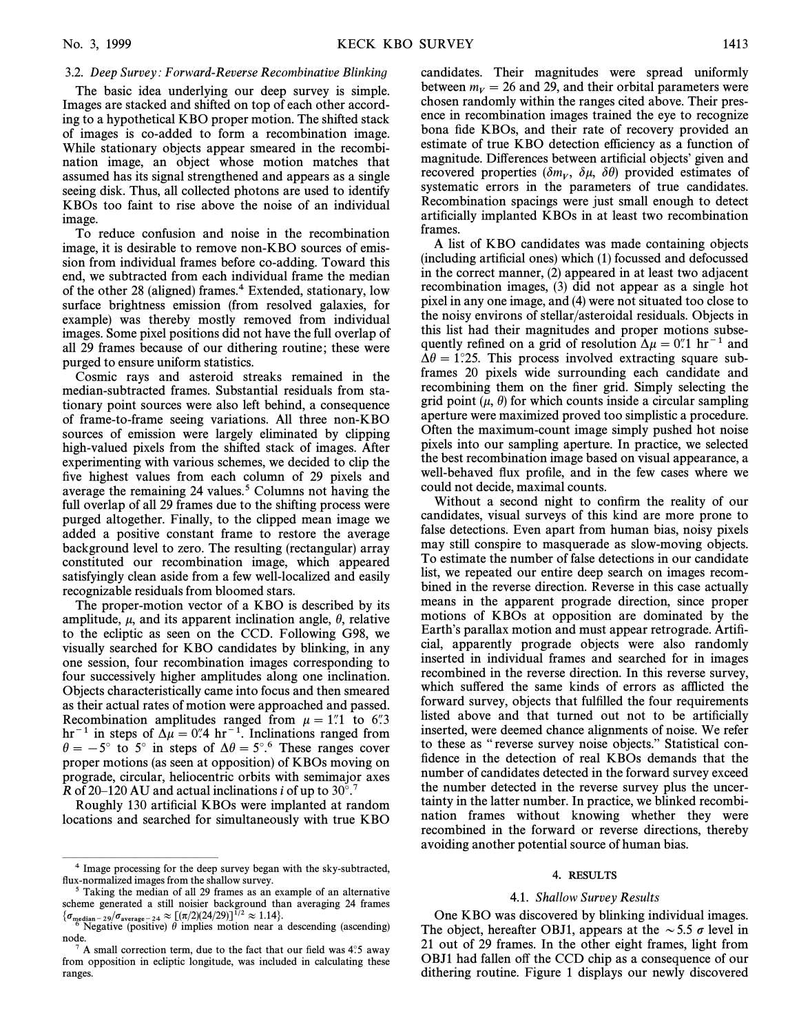### 3.2. *Deep Survey: Forward-Reverse Recombinative Blinking*

The basic idea underlying our deep survey is simple. Images are stacked and shifted on top of each other according to a hypothetical KBO proper motion. The shifted stack of images is co-added to form a recombination image. While stationary objects appear smeared in the recombination image, an object whose motion matches that assumed has its signal strengthened and appears as a single seeing disk. Thus, all collected photons are used to identify KBOs too faint to rise above the noise of an individual image.

To reduce confusion and noise in the recombination image, it is desirable to remove non-KBO sources of emission from individual frames before co-adding. Toward this end, we subtracted from each individual frame the median of the other 28 (aligned) frames.[4] Extended, stationary, low surface brightness emission (from resolved galaxies, for example) was thereby mostly removed from individual images. Some pixel positions did not have the full overlap of all 29 frames because of our dithering routine; these were purged to ensure uniform statistics.

Cosmic rays and asteroid streaks remained in the median-subtracted frames. Substantial residuals from stationary point sources were also left behind, a consequence of frame-to-frame seeing variations. All three non-KBO sources of emission were largely eliminated by clipping high-valued pixels from the shifted stack of images. After experimenting with various schemes, we decided to clip the five highest values from each column of 29 pixels and average the remaining 24 values.[5] Columns not having the full overlap of all 29 frames due to the shifting process were purged altogether. Finally, to the clipped mean image we added a positive constant frame to restore the average background level to zero. The resulting (rectangular) array constituted our recombination image, which appeared satisfyingly clean aside from a few well-localized and easily recognizable residuals from bloomed stars.

The proper-motion vector of a KBO is described by its amplitude, $\mu$, and its apparent inclination angle, $\theta$, relative to the ecliptic as seen on the CCD. Following G98, we visually searched for KBO candidates by blinking, in any one session, four recombination images corresponding to four successively higher amplitudes along one inclination. Objects characteristically came into focus and then smeared as their actual rates of motion were approached and passed. Recombination amplitudes ranged from $\mu = 1\farcs1$ to $6\farcs3$ $\mathrm{hr}^{-1}$ in steps of $\Delta\mu = 0\farcs4$ $\mathrm{hr}^{-1}$. Inclinations ranged from $\theta = -5°$ to $5°$ in steps of $\Delta\theta = 5°$.[6] These ranges cover proper motions (as seen at opposition) of KBOs moving on prograde, circular, heliocentric orbits with semimajor axes $R$ of 20–120 AU and actual inclinations $i$ of up to 30°.[7]

Roughly 130 artificial KBOs were implanted at random locations and searched for simultaneously with true KBO candidates. Their magnitudes were spread uniformly between $m_V = 26$ and 29, and their orbital parameters were chosen randomly within the ranges cited above. Their presence in recombination images trained the eye to recognize bona fide KBOs, and their rate of recovery provided an estimate of true KBO detection efficiency as a function of magnitude. Differences between artificial objects' given and recovered properties ($\delta m_V$, $\delta\mu$, $\delta\theta$) provided estimates of systematic errors in the parameters of true candidates. Recombination spacings were just small enough to detect artificially implanted KBOs in at least two recombination frames.

A list of KBO candidates was made containing objects (including artificial ones) which (1) focussed and defocussed in the correct manner, (2) appeared in at least two adjacent recombination images, (3) did not appear as a single hot pixel in any one image, and (4) were not situated too close to the noisy environs of stellar/asteroidal residuals. Objects in this list had their magnitudes and proper motions subsequently refined on a grid of resolution $\Delta\mu = 0\farcs1$ $\mathrm{hr}^{-1}$ and $\Delta\theta = 1\fdg25$. This process involved extracting square subframes 20 pixels wide surrounding each candidate and recombining them on the finer grid. Simply selecting the grid point ($\mu$, $\theta$) for which counts inside a circular sampling aperture were maximized proved too simplistic a procedure. Often the maximum-count image simply pushed hot noise pixels into our sampling aperture. In practice, we selected the best recombination image based on visual appearance, a well-behaved flux profile, and in the few cases where we could not decide, maximal counts.

Without a second night to confirm the reality of our candidates, visual surveys of this kind are more prone to false detections. Even apart from human bias, noisy pixels may still conspire to masquerade as slow-moving objects. To estimate the number of false detections in our candidate list, we repeated our entire deep search on images recombined in the reverse direction. Reverse in this case actually means in the apparent prograde direction, since proper motions of KBOs at opposition are dominated by the Earth's parallax motion and must appear retrograde. Artificial, apparently prograde objects were also randomly inserted in individual frames and searched for in images recombined in the reverse direction. In this reverse survey, which suffered the same kinds of errors as afflicted the forward survey, objects that fulfilled the four requirements listed above and that turned out not to be artificially inserted, were deemed chance alignments of noise. We refer to these as "reverse survey noise objects." Statistical confidence in the detection of real KBOs demands that the number of candidates detected in the forward survey exceed the number detected in the reverse survey plus the uncertainty in the latter number. In practice, we blinked recombination frames without knowing whether they were recombined in the forward or reverse directions, thereby avoiding another potential source of human bias.

## 4. RESULTS

### 4.1. *Shallow Survey Results*

One KBO was discovered by blinking individual images. The object, hereafter OBJ1, appears at the $\sim 5.5\ \sigma$ level in 21 out of 29 frames. In the other eight frames, light from OBJ1 had fallen off the CCD chip as a consequence of our dithering routine. Figure 1 displays our newly discovered

---

[4] Image processing for the deep survey began with the sky-subtracted, flux-normalized images from the shallow survey.

[5] Taking the median of all 29 frames as an example of an alternative scheme generated a still noisier background than averaging 24 frames $\{\sigma_{\mathrm{median}-29}/\sigma_{\mathrm{average}-24} \approx [(\pi/2)(24/29)]^{1/2} \approx 1.14\}$.

[6] Negative (positive) $\theta$ implies motion near a descending (ascending) node.

[7] A small correction term, due to the fact that our field was $4\fdg5$ away from opposition in ecliptic longitude, was included in calculating these ranges.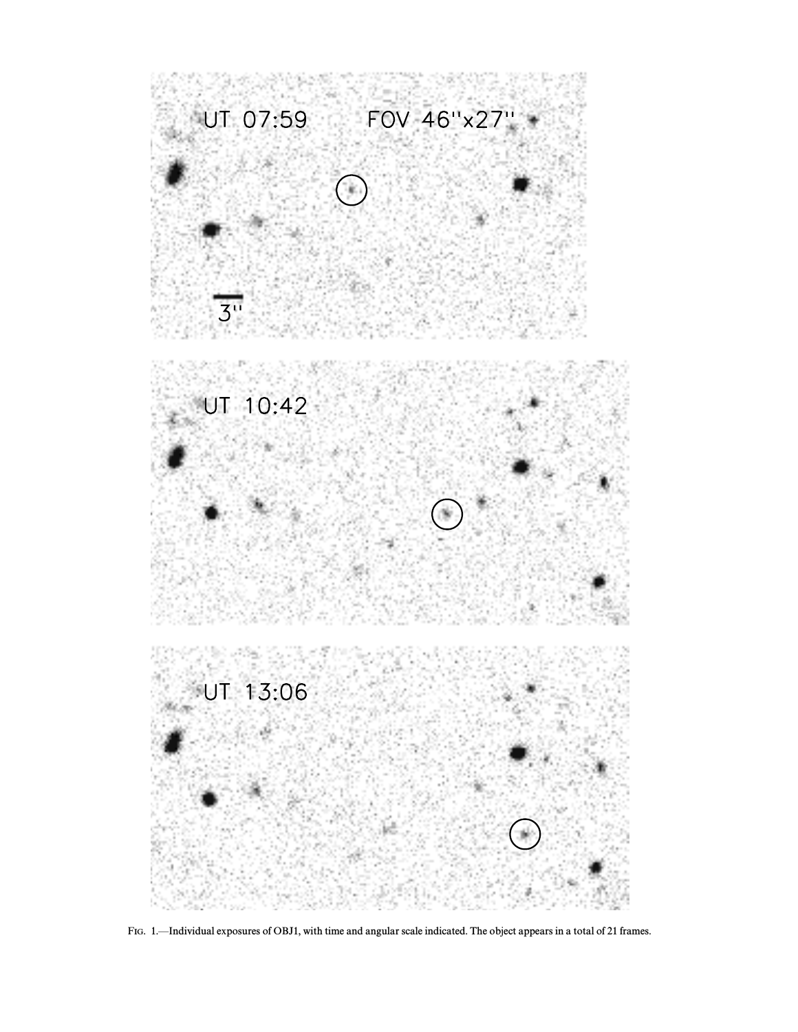FIG. 1.—Individual exposures of OBJ1, with time and angular scale indicated. The object appears in a total of 21 frames.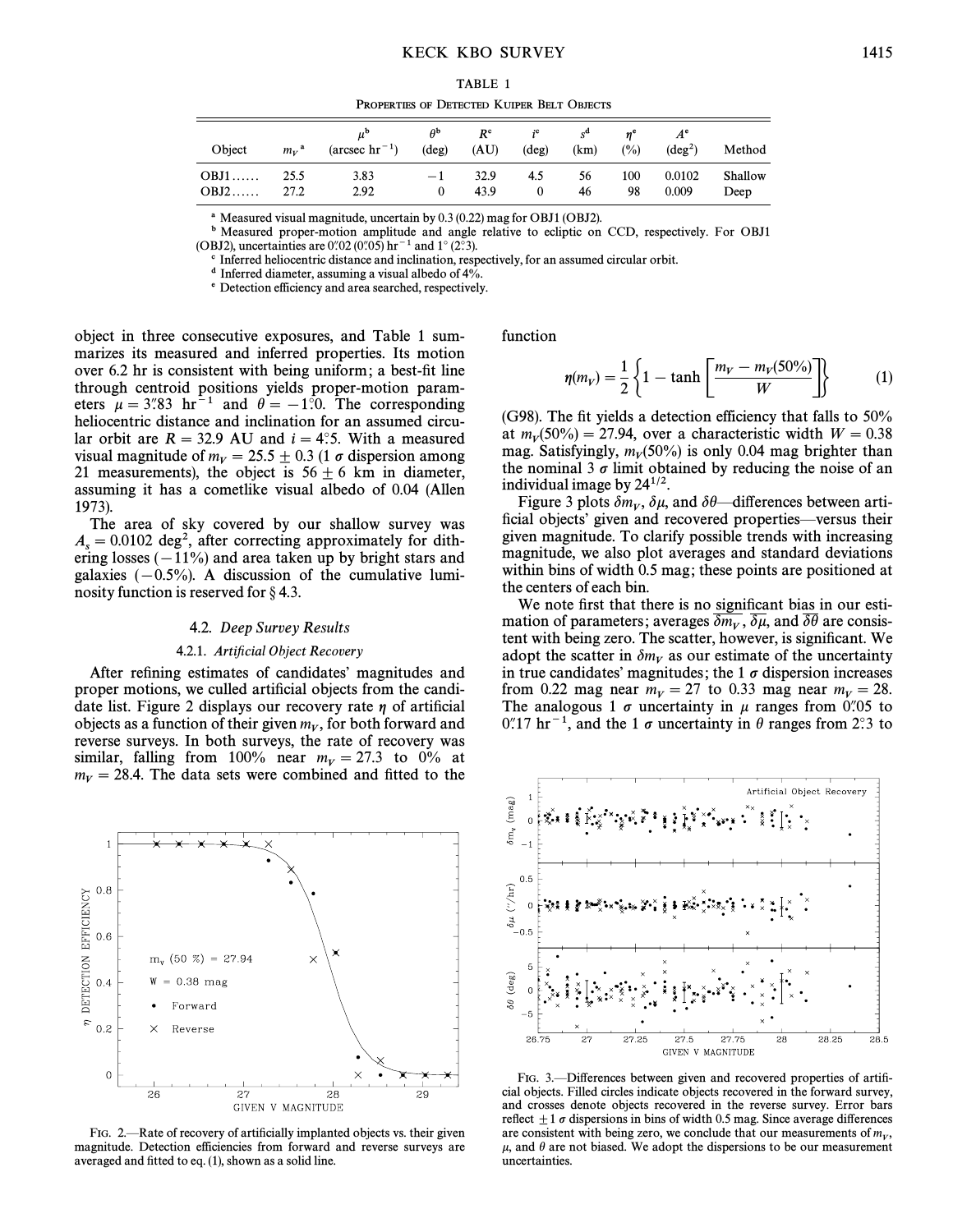TABLE 1

PROPERTIES OF DETECTED KUIPER BELT OBJECTS

| Object | $m_V$[a] | $\mu$[b] (arcsec hr$^{-1}$) | $\theta$[b] (deg) | $R$[c] (AU) | $i$[c] (deg) | $s$[d] (km) | $\eta$[e] (%) | $A$[e] (deg$^2$) | Method |
|---|---|---|---|---|---|---|---|---|---|
| OBJ1...... | 25.5 | 3.83 | −1 | 32.9 | 4.5 | 56 | 100 | 0.0102 | Shallow |
| OBJ2...... | 27.2 | 2.92 | 0 | 43.9 | 0 | 46 | 98 | 0.009 | Deep |

[a] Measured visual magnitude, uncertain by 0.3 (0.22) mag for OBJ1 (OBJ2).

[b] Measured proper-motion amplitude and angle relative to ecliptic on CCD, respectively. For OBJ1 (OBJ2), uncertainties are 0.″02 (0.″05) hr$^{-1}$ and 1° (2.°3).

[c] Inferred heliocentric distance and inclination, respectively, for an assumed circular orbit.

[d] Inferred diameter, assuming a visual albedo of 4%.

[e] Detection efficiency and area searched, respectively.

object in three consecutive exposures, and Table 1 summarizes its measured and inferred properties. Its motion over 6.2 hr is consistent with being uniform; a best-fit line through centroid positions yields proper-motion parameters $\mu = 3.''83$ hr$^{-1}$ and $\theta = -1.°0$. The corresponding heliocentric distance and inclination for an assumed circular orbit are $R = 32.9$ AU and $i = 4.°5$. With a measured visual magnitude of $m_V = 25.5 \pm 0.3$ (1 $\sigma$ dispersion among 21 measurements), the object is $56 \pm 6$ km in diameter, assuming it has a cometlike visual albedo of 0.04 (Allen 1973).

The area of sky covered by our shallow survey was $A_s = 0.0102$ deg$^2$, after correcting approximately for dithering losses ($-11$%) and area taken up by bright stars and galaxies ($-0.5$%). A discussion of the cumulative luminosity function is reserved for § 4.3.

### 4.2. *Deep Survey Results*

#### 4.2.1. *Artificial Object Recovery*

After refining estimates of candidates' magnitudes and proper motions, we culled artificial objects from the candidate list. Figure 2 displays our recovery rate $\eta$ of artificial objects as a function of their given $m_V$, for both forward and reverse surveys. In both surveys, the rate of recovery was similar, falling from 100% near $m_V = 27.3$ to 0% at $m_V = 28.4$. The data sets were combined and fitted to the function

$$\eta(m_V) = \frac{1}{2}\left\{1 - \tanh\left[\frac{m_V - m_V(50\%)}{W}\right]\right\} \quad (1)$$

(G98). The fit yields a detection efficiency that falls to 50% at $m_V(50\%) = 27.94$, over a characteristic width $W = 0.38$ mag. Satisfyingly, $m_V(50\%)$ is only 0.04 mag brighter than the nominal 3 $\sigma$ limit obtained by reducing the noise of an individual image by $24^{1/2}$.

Figure 3 plots $\delta m_V$, $\delta\mu$, and $\delta\theta$—differences between artificial objects' given and recovered properties—versus their given magnitude. To clarify possible trends with increasing magnitude, we also plot averages and standard deviations within bins of width 0.5 mag; these points are positioned at the centers of each bin.

We note first that there is no significant bias in our estimation of parameters; averages $\overline{\delta m_V}$, $\overline{\delta\mu}$, and $\overline{\delta\theta}$ are consistent with being zero. The scatter, however, is significant. We adopt the scatter in $\delta m_V$ as our estimate of the uncertainty in true candidates' magnitudes; the 1 $\sigma$ dispersion increases from 0.22 mag near $m_V = 27$ to 0.33 mag near $m_V = 28$. The analogous 1 $\sigma$ uncertainty in $\mu$ ranges from 0.″05 to 0.″17 hr$^{-1}$, and the 1 $\sigma$ uncertainty in $\theta$ ranges from 2.°3 to

FIG. 2.—Rate of recovery of artificially implanted objects vs. their given magnitude. Detection efficiencies from forward and reverse surveys are averaged and fitted to eq. (1), shown as a solid line.

FIG. 3.—Differences between given and recovered properties of artificial objects. Filled circles indicate objects recovered in the forward survey, and crosses denote objects recovered in the reverse survey. Error bars reflect $\pm 1$ $\sigma$ dispersions in bins of width 0.5 mag. Since average differences are consistent with being zero, we conclude that our measurements of $m_V$, $\mu$, and $\theta$ are not biased. We adopt the dispersions to be our measurement uncertainties.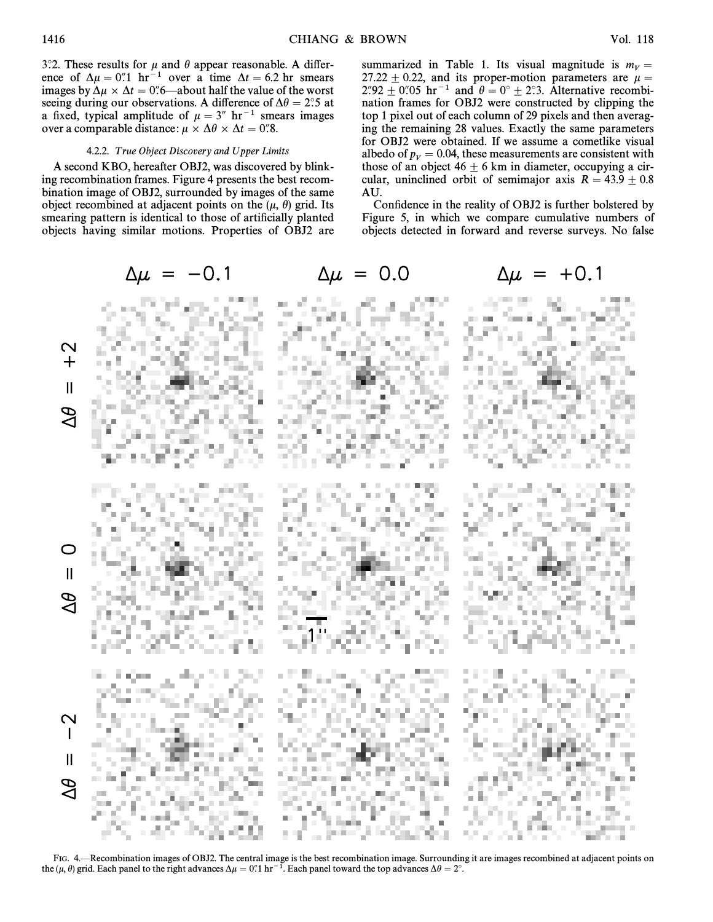3°.2. These results for $\mu$ and $\theta$ appear reasonable. A difference of $\Delta\mu = 0''.1$ hr$^{-1}$ over a time $\Delta t = 6.2$ hr smears images by $\Delta\mu \times \Delta t = 0''.6$—about half the value of the worst seeing during our observations. A difference of $\Delta\theta = 2°.5$ at a fixed, typical amplitude of $\mu = 3''$ hr$^{-1}$ smears images over a comparable distance: $\mu \times \Delta\theta \times \Delta t = 0''.8$.

#### 4.2.2. *True Object Discovery and Upper Limits*

A second KBO, hereafter OBJ2, was discovered by blinking recombination frames. Figure 4 presents the best recombination image of OBJ2, surrounded by images of the same object recombined at adjacent points on the ($\mu$, $\theta$) grid. Its smearing pattern is identical to those of artificially planted objects having similar motions. Properties of OBJ2 are summarized in Table 1. Its visual magnitude is $m_V = 27.22 \pm 0.22$, and its proper-motion parameters are $\mu = 2''.92 \pm 0''.05$ hr$^{-1}$ and $\theta = 0° \pm 2°.3$. Alternative recombination frames for OBJ2 were constructed by clipping the top 1 pixel out of each column of 29 pixels and then averaging the remaining 28 values. Exactly the same parameters for OBJ2 were obtained. If we assume a cometlike visual albedo of $p_V = 0.04$, these measurements are consistent with those of an object $46 \pm 6$ km in diameter, occupying a circular, uninclined orbit of semimajor axis $R = 43.9 \pm 0.8$ AU.

Confidence in the reality of OBJ2 is further bolstered by Figure 5, in which we compare cumulative numbers of objects detected in forward and reverse surveys. No false

FIG. 4.—Recombination images of OBJ2. The central image is the best recombination image. Surrounding it are images recombined at adjacent points on the ($\mu$, $\theta$) grid. Each panel to the right advances $\Delta\mu = 0''.1$ hr$^{-1}$. Each panel toward the top advances $\Delta\theta = 2°$.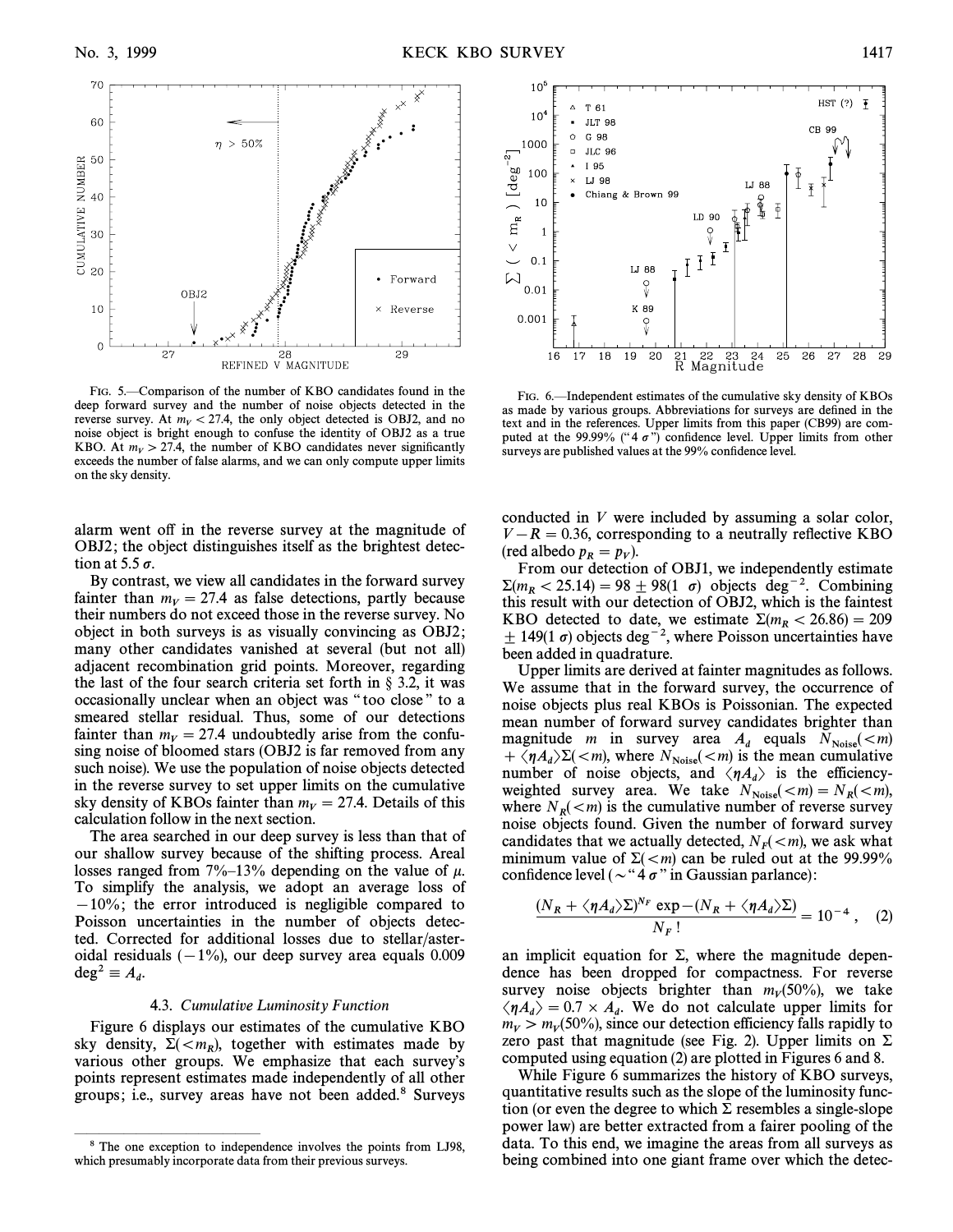FIG. 5.—Comparison of the number of KBO candidates found in the deep forward survey and the number of noise objects detected in the reverse survey. At $m_V < 27.4$, the only object detected is OBJ2, and no noise object is bright enough to confuse the identity of OBJ2 as a true KBO. At $m_V > 27.4$, the number of KBO candidates never significantly exceeds the number of false alarms, and we can only compute upper limits on the sky density.

FIG. 6.—Independent estimates of the cumulative sky density of KBOs as made by various groups. Abbreviations for surveys are defined in the text and in the references. Upper limits from this paper (CB99) are computed at the 99.99% ("4 σ") confidence level. Upper limits from other surveys are published values at the 99% confidence level.

alarm went off in the reverse survey at the magnitude of OBJ2; the object distinguishes itself as the brightest detection at 5.5 σ.

By contrast, we view all candidates in the forward survey fainter than $m_V = 27.4$ as false detections, partly because their numbers do not exceed those in the reverse survey. No object in both surveys is as visually convincing as OBJ2; many other candidates vanished at several (but not all) adjacent recombination grid points. Moreover, regarding the last of the four search criteria set forth in § 3.2, it was occasionally unclear when an object was "too close" to a smeared stellar residual. Thus, some of our detections fainter than $m_V = 27.4$ undoubtedly arise from the confusing noise of bloomed stars (OBJ2 is far removed from any such noise). We use the population of noise objects detected in the reverse survey to set upper limits on the cumulative sky density of KBOs fainter than $m_V = 27.4$. Details of this calculation follow in the next section.

The area searched in our deep survey is less than that of our shallow survey because of the shifting process. Areal losses ranged from 7%–13% depending on the value of $\mu$. To simplify the analysis, we adopt an average loss of −10%; the error introduced is negligible compared to Poisson uncertainties in the number of objects detected. Corrected for additional losses due to stellar/asteroidal residuals (−1%), our deep survey area equals 0.009 $\text{deg}^2 \equiv A_d$.

### 4.3. *Cumulative Luminosity Function*

Figure 6 displays our estimates of the cumulative KBO sky density, $\Sigma(<m_R)$, together with estimates made by various other groups. We emphasize that each survey's points represent estimates made independently of all other groups; i.e., survey areas have not been added.[8] Surveys conducted in $V$ were included by assuming a solar color, $V - R = 0.36$, corresponding to a neutrally reflective KBO (red albedo $p_R = p_V$).

From our detection of OBJ1, we independently estimate $\Sigma(m_R < 25.14) = 98 \pm 98(1\ \sigma)$ objects $\text{deg}^{-2}$. Combining this result with our detection of OBJ2, which is the faintest KBO detected to date, we estimate $\Sigma(m_R < 26.86) = 209 \pm 149(1\ \sigma)$ objects $\text{deg}^{-2}$, where Poisson uncertainties have been added in quadrature.

Upper limits are derived at fainter magnitudes as follows. We assume that in the forward survey, the occurrence of noise objects plus real KBOs is Poissonian. The expected mean number of forward survey candidates brighter than magnitude $m$ in survey area $A_d$ equals $N_{\text{Noise}}(<m) + \langle \eta A_d \rangle \Sigma(<m)$, where $N_{\text{Noise}}(<m)$ is the mean cumulative number of noise objects, and $\langle \eta A_d \rangle$ is the efficiency-weighted survey area. We take $N_{\text{Noise}}(<m) = N_R(<m)$, where $N_R(<m)$ is the cumulative number of reverse survey noise objects found. Given the number of forward survey candidates that we actually detected, $N_F(<m)$, we ask what minimum value of $\Sigma(<m)$ can be ruled out at the 99.99% confidence level (~"4 σ" in Gaussian parlance):

$$\frac{(N_R + \langle \eta A_d \rangle \Sigma)^{N_F} \exp -(N_R + \langle \eta A_d \rangle \Sigma)}{N_F\,!} = 10^{-4}\,, \quad (2)$$

an implicit equation for $\Sigma$, where the magnitude dependence has been dropped for compactness. For reverse survey noise objects brighter than $m_V(50\%)$, we take $\langle \eta A_d \rangle = 0.7 \times A_d$. We do not calculate upper limits for $m_V > m_V(50\%)$, since our detection efficiency falls rapidly to zero past that magnitude (see Fig. 2). Upper limits on $\Sigma$ computed using equation (2) are plotted in Figures 6 and 8.

While Figure 6 summarizes the history of KBO surveys, quantitative results such as the slope of the luminosity function (or even the degree to which $\Sigma$ resembles a single-slope power law) are better extracted from a fairer pooling of the data. To this end, we imagine the areas from all surveys as being combined into one giant frame over which the detec-

[8] The one exception to independence involves the points from LJ98, which presumably incorporate data from their previous surveys.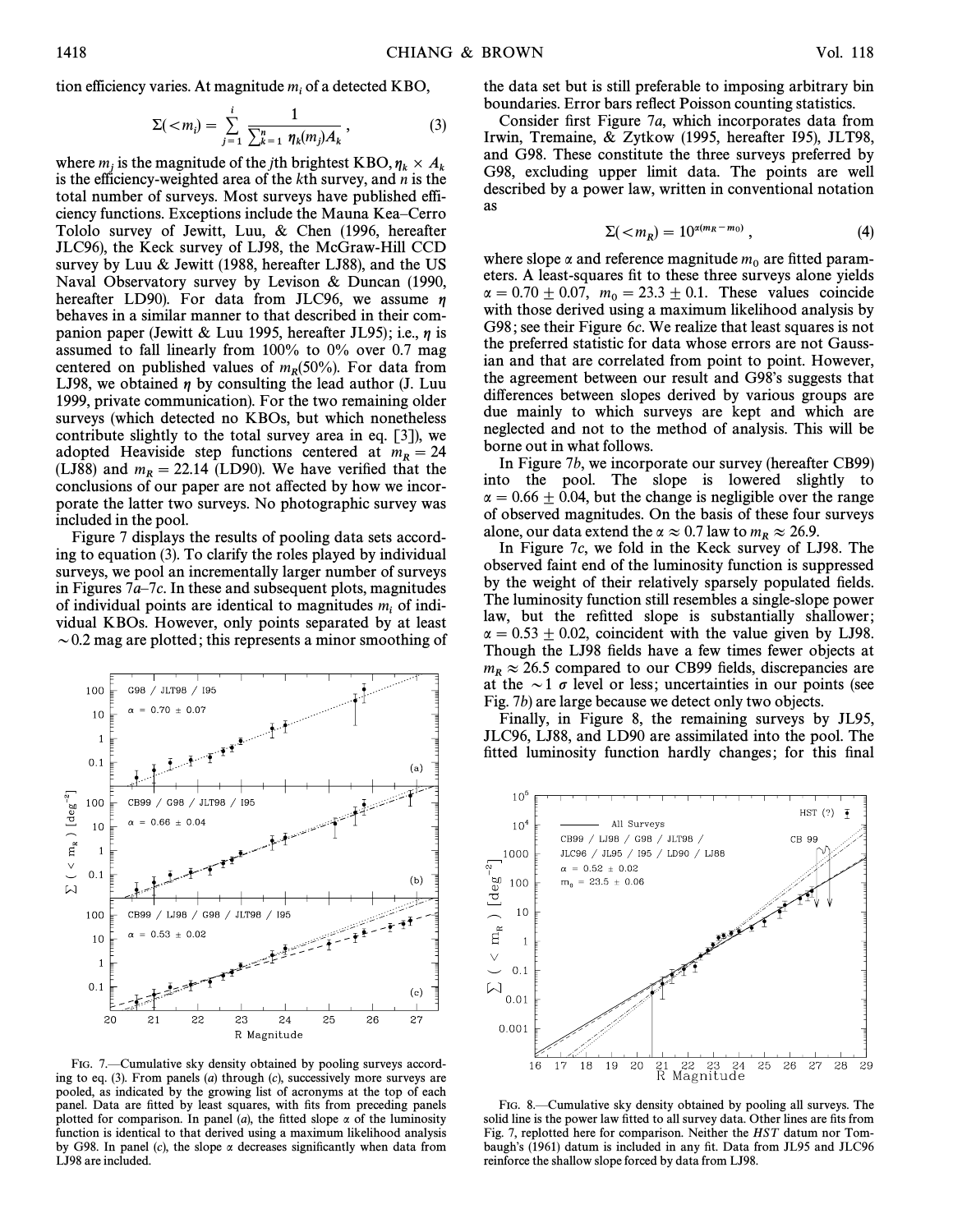tion efficiency varies. At magnitude $m_i$ of a detected KBO,

$$\Sigma(<m_i) = \sum_{j=1}^{i} \frac{1}{\sum_{k=1}^{n} \eta_k(m_j) A_k} , \quad (3)$$

where $m_j$ is the magnitude of the $j$th brightest KBO, $\eta_k \times A_k$ is the efficiency-weighted area of the $k$th survey, and $n$ is the total number of surveys. Most surveys have published efficiency functions. Exceptions include the Mauna Kea–Cerro Tololo survey of Jewitt, Luu, & Chen (1996, hereafter JLC96), the Keck survey of LJ98, the McGraw-Hill CCD survey by Luu & Jewitt (1988, hereafter LJ88), and the US Naval Observatory survey by Levison & Duncan (1990, hereafter LD90). For data from JLC96, we assume $\eta$ behaves in a similar manner to that described in their companion paper (Jewitt & Luu 1995, hereafter JL95); i.e., $\eta$ is assumed to fall linearly from 100% to 0% over 0.7 mag centered on published values of $m_R$(50%). For data from LJ98, we obtained $\eta$ by consulting the lead author (J. Luu 1999, private communication). For the two remaining older surveys (which detected no KBOs, but which nonetheless contribute slightly to the total survey area in eq. [3]), we adopted Heaviside step functions centered at $m_R = 24$ (LJ88) and $m_R = 22.14$ (LD90). We have verified that the conclusions of our paper are not affected by how we incorporate the latter two surveys. No photographic survey was included in the pool.

Figure 7 displays the results of pooling data sets according to equation (3). To clarify the roles played by individual surveys, we pool an incrementally larger number of surveys in Figures 7a–7c. In these and subsequent plots, magnitudes of individual points are identical to magnitudes $m_i$ of individual KBOs. However, only points separated by at least $\sim$0.2 mag are plotted; this represents a minor smoothing of the data set but is still preferable to imposing arbitrary bin boundaries. Error bars reflect Poisson counting statistics.

Consider first Figure 7a, which incorporates data from Irwin, Tremaine, & Zytkow (1995, hereafter I95), JLT98, and G98. These constitute the three surveys preferred by G98, excluding upper limit data. The points are well described by a power law, written in conventional notation as

$$\Sigma(<m_R) = 10^{\alpha(m_R - m_0)} , \quad (4)$$

where slope $\alpha$ and reference magnitude $m_0$ are fitted parameters. A least-squares fit to these three surveys alone yields $\alpha = 0.70 \pm 0.07$, $m_0 = 23.3 \pm 0.1$. These values coincide with those derived using a maximum likelihood analysis by G98; see their Figure 6c. We realize that least squares is not the preferred statistic for data whose errors are not Gaussian and that are correlated from point to point. However, the agreement between our result and G98's suggests that differences between slopes derived by various groups are due mainly to which surveys are kept and which are neglected and not to the method of analysis. This will be borne out in what follows.

In Figure 7b, we incorporate our survey (hereafter CB99) into the pool. The slope is lowered slightly to $\alpha = 0.66 \pm 0.04$, but the change is negligible over the range of observed magnitudes. On the basis of these four surveys alone, our data extend the $\alpha \approx 0.7$ law to $m_R \approx 26.9$.

In Figure 7c, we fold in the Keck survey of LJ98. The observed faint end of the luminosity function is suppressed by the weight of their relatively sparsely populated fields. The luminosity function still resembles a single-slope power law, but the refitted slope is substantially shallower; $\alpha = 0.53 \pm 0.02$, coincident with the value given by LJ98. Though the LJ98 fields have a few times fewer objects at $m_R \approx 26.5$ compared to our CB99 fields, discrepancies are at the $\sim 1$ $\sigma$ level or less; uncertainties in our points (see Fig. 7b) are large because we detect only two objects.

Finally, in Figure 8, the remaining surveys by JL95, JLC96, LJ88, and LD90 are assimilated into the pool. The fitted luminosity function hardly changes; for this final

Fig. 7.—Cumulative sky density obtained by pooling surveys according to eq. (3). From panels (a) through (c), successively more surveys are pooled, as indicated by the growing list of acronyms at the top of each panel. Data are fitted by least squares, with fits from preceding panels plotted for comparison. In panel (a), the fitted slope $\alpha$ of the luminosity function is identical to that derived using a maximum likelihood analysis by G98. In panel (c), the slope $\alpha$ decreases significantly when data from LJ98 are included.

Fig. 8.—Cumulative sky density obtained by pooling all surveys. The solid line is the power law fitted to all survey data. Other lines are fits from Fig. 7, replotted here for comparison. Neither the *HST* datum nor Tombaugh's (1961) datum is included in any fit. Data from JL95 and JLC96 reinforce the shallow slope forced by data from LJ98.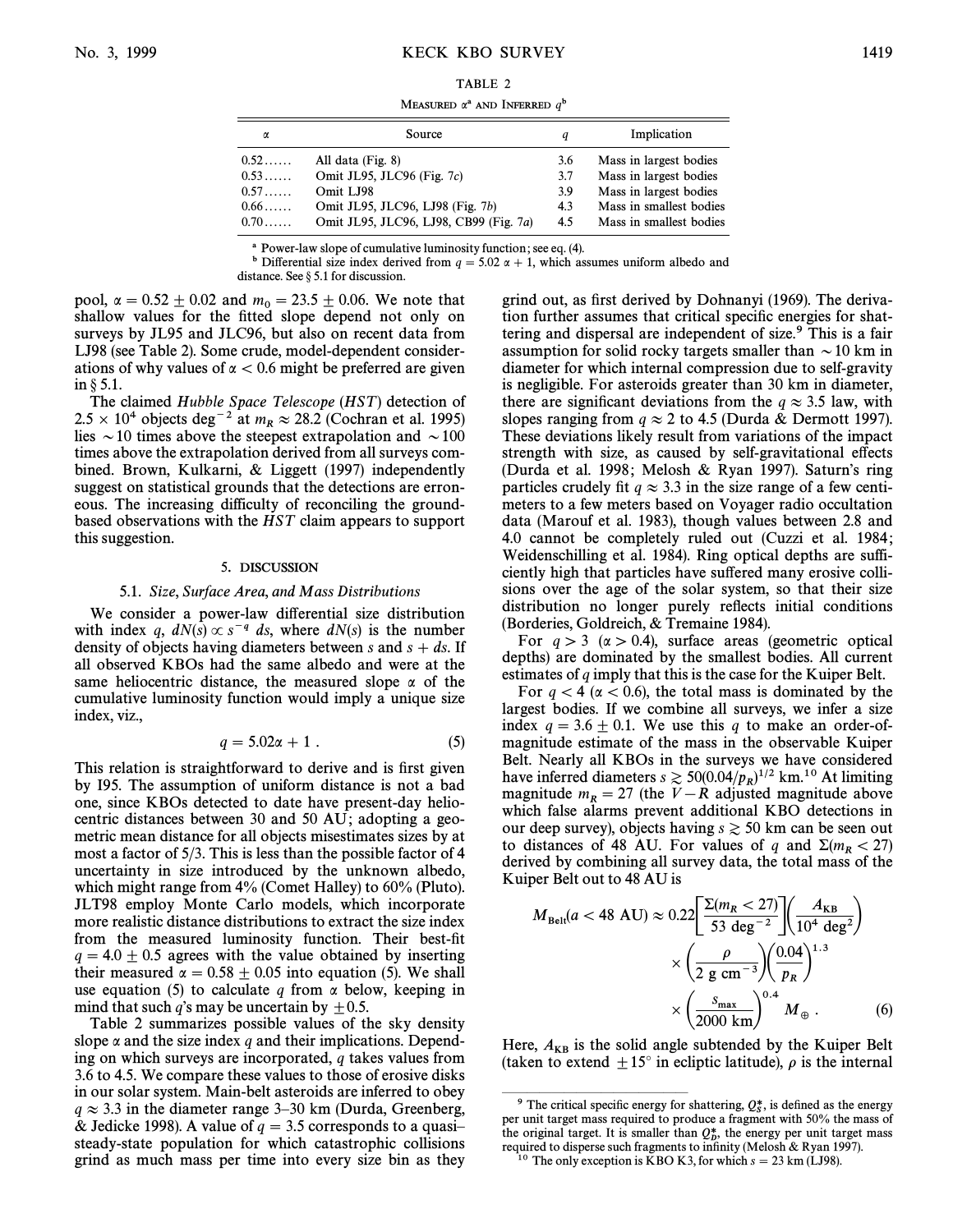TABLE 2

MEASURED $\alpha$[a] AND INFERRED $q$[b]

| $\alpha$ | Source | $q$ | Implication |
|---|---|---|---|
| 0.52...... | All data (Fig. 8) | 3.6 | Mass in largest bodies |
| 0.53...... | Omit JL95, JLC96 (Fig. 7c) | 3.7 | Mass in largest bodies |
| 0.57...... | Omit LJ98 | 3.9 | Mass in largest bodies |
| 0.66...... | Omit JL95, JLC96, LJ98 (Fig. 7b) | 4.3 | Mass in smallest bodies |
| 0.70...... | Omit JL95, JLC96, LJ98, CB99 (Fig. 7a) | 4.5 | Mass in smallest bodies |

[a] Power-law slope of cumulative luminosity function; see eq. (4).

[b] Differential size index derived from $q = 5.02\,\alpha + 1$, which assumes uniform albedo and distance. See § 5.1 for discussion.

pool, $\alpha = 0.52 \pm 0.02$ and $m_0 = 23.5 \pm 0.06$. We note that shallow values for the fitted slope depend not only on surveys by JL95 and JLC96, but also on recent data from LJ98 (see Table 2). Some crude, model-dependent considerations of why values of $\alpha < 0.6$ might be preferred are given in § 5.1.

The claimed *Hubble Space Telescope* (*HST*) detection of $2.5 \times 10^4$ objects $\deg^{-2}$ at $m_R \approx 28.2$ (Cochran et al. 1995) lies $\sim$10 times above the steepest extrapolation and $\sim$100 times above the extrapolation derived from all surveys combined. Brown, Kulkarni, & Liggett (1997) independently suggest on statistical grounds that the detections are erroneous. The increasing difficulty of reconciling the ground-based observations with the *HST* claim appears to support this suggestion.

## 5. DISCUSSION

### 5.1. *Size, Surface Area, and Mass Distributions*

We consider a power-law differential size distribution with index $q$, $dN(s) \propto s^{-q}\,ds$, where $dN(s)$ is the number density of objects having diameters between $s$ and $s + ds$. If all observed KBOs had the same albedo and were at the same heliocentric distance, the measured slope $\alpha$ of the cumulative luminosity function would imply a unique size index, viz.,

$$q = 5.02\alpha + 1 \,. \tag{5}$$

This relation is straightforward to derive and is first given by I95. The assumption of uniform distance is not a bad one, since KBOs detected to date have present-day heliocentric distances between 30 and 50 AU; adopting a geometric mean distance for all objects misestimates sizes by at most a factor of 5/3. This is less than the possible factor of 4 uncertainty in size introduced by the unknown albedo, which might range from 4% (Comet Halley) to 60% (Pluto). JLT98 employ Monte Carlo models, which incorporate more realistic distance distributions to extract the size index from the measured luminosity function. Their best-fit $q = 4.0 \pm 0.5$ agrees with the value obtained by inserting their measured $\alpha = 0.58 \pm 0.05$ into equation (5). We shall use equation (5) to calculate $q$ from $\alpha$ below, keeping in mind that such $q$'s may be uncertain by $\pm 0.5$.

Table 2 summarizes possible values of the sky density slope $\alpha$ and the size index $q$ and their implications. Depending on which surveys are incorporated, $q$ takes values from 3.6 to 4.5. We compare these values to those of erosive disks in our solar system. Main-belt asteroids are inferred to obey $q \approx 3.3$ in the diameter range 3–30 km (Durda, Greenberg, & Jedicke 1998). A value of $q = 3.5$ corresponds to a quasi–steady-state population for which catastrophic collisions grind as much mass per time into every size bin as they grind out, as first derived by Dohnanyi (1969). The derivation further assumes that critical specific energies for shattering and dispersal are independent of size.[9] This is a fair assumption for solid rocky targets smaller than $\sim$10 km in diameter for which internal compression due to self-gravity is negligible. For asteroids greater than 30 km in diameter, there are significant deviations from the $q \approx 3.5$ law, with slopes ranging from $q \approx 2$ to 4.5 (Durda & Dermott 1997). These deviations likely result from variations of the impact strength with size, as caused by self-gravitational effects (Durda et al. 1998; Melosh & Ryan 1997). Saturn's ring particles crudely fit $q \approx 3.3$ in the size range of a few centimeters to a few meters based on Voyager radio occultation data (Marouf et al. 1983), though values between 2.8 and 4.0 cannot be completely ruled out (Cuzzi et al. 1984; Weidenschilling et al. 1984). Ring optical depths are sufficiently high that particles have suffered many erosive collisions over the age of the solar system, so that their size distribution no longer purely reflects initial conditions (Borderies, Goldreich, & Tremaine 1984).

For $q > 3$ ($\alpha > 0.4$), surface areas (geometric optical depths) are dominated by the smallest bodies. All current estimates of $q$ imply that this is the case for the Kuiper Belt.

For $q < 4$ ($\alpha < 0.6$), the total mass is dominated by the largest bodies. If we combine all surveys, we infer a size index $q = 3.6 \pm 0.1$. We use this $q$ to make an order-of-magnitude estimate of the mass in the observable Kuiper Belt. Nearly all KBOs in the surveys we have considered have inferred diameters $s \gtrsim 50(0.04/p_R)^{1/2}$ km.[10] At limiting magnitude $m_R = 27$ (the $V-R$ adjusted magnitude above which false alarms prevent additional KBO detections in our deep survey), objects having $s \gtrsim 50$ km can be seen out to distances of 48 AU. For values of $q$ and $\Sigma(m_R < 27)$ derived by combining all survey data, the total mass of the Kuiper Belt out to 48 AU is

$$M_{\rm Belt}(a < 48\ {\rm AU}) \approx 0.22\left[\frac{\Sigma(m_R < 27)}{53\ \deg^{-2}}\right]\left(\frac{A_{\rm KB}}{10^4\ \deg^2}\right) \times \left(\frac{\rho}{2\ {\rm g\ cm^{-3}}}\right)\left(\frac{0.04}{p_R}\right)^{1.3} \times \left(\frac{s_{\rm max}}{2000\ {\rm km}}\right)^{0.4} M_\oplus \,. \tag{6}$$

Here, $A_{\rm KB}$ is the solid angle subtended by the Kuiper Belt (taken to extend $\pm 15°$ in ecliptic latitude), $\rho$ is the internal

[9] The critical specific energy for shattering, $Q_S^*$, is defined as the energy per unit target mass required to produce a fragment with 50% the mass of the original target. It is smaller than $Q_D^*$, the energy per unit target mass required to disperse such fragments to infinity (Melosh & Ryan 1997).

[10] The only exception is KBO K3, for which $s = 23$ km (LJ98).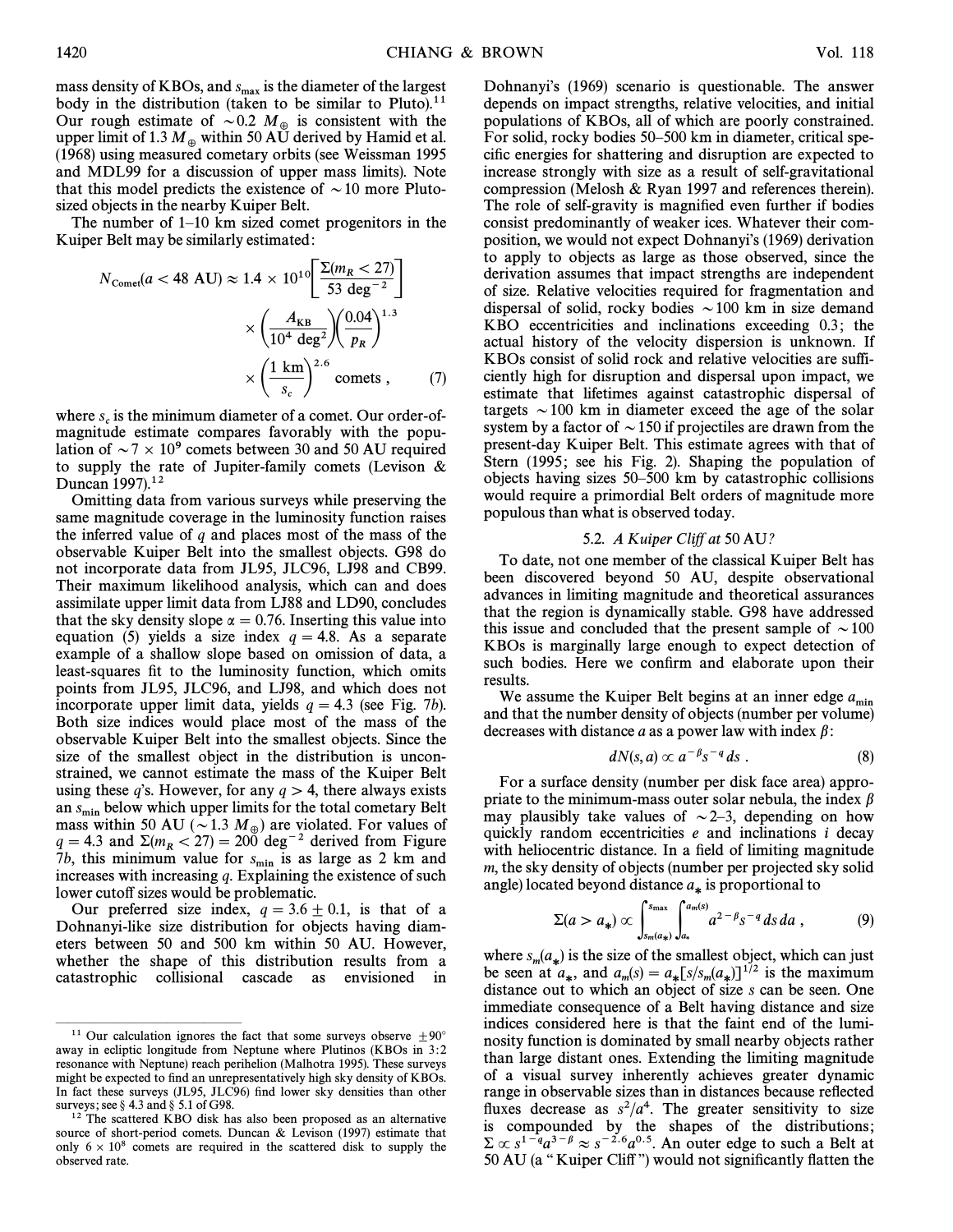mass density of KBOs, and $s_{max}$ is the diameter of the largest body in the distribution (taken to be similar to Pluto).[11] Our rough estimate of $\sim 0.2\ M_{\oplus}$ is consistent with the upper limit of 1.3 $M_{\oplus}$ within 50 AU derived by Hamid et al. (1968) using measured cometary orbits (see Weissman 1995 and MDL99 for a discussion of upper mass limits). Note that this model predicts the existence of $\sim 10$ more Pluto-sized objects in the nearby Kuiper Belt.

The number of 1–10 km sized comet progenitors in the Kuiper Belt may be similarly estimated:

$$N_{\rm Comet}(a < 48 \text{ AU}) \approx 1.4 \times 10^{10} \left[ \frac{\Sigma(m_R < 27)}{53 \text{ deg}^{-2}} \right] \times \left( \frac{A_{\rm KB}}{10^4 \text{ deg}^2} \right) \left( \frac{0.04}{p_R} \right)^{1.3} \times \left( \frac{1 \text{ km}}{s_c} \right)^{2.6} \text{ comets ,} \quad (7)$$

where $s_c$ is the minimum diameter of a comet. Our order-of-magnitude estimate compares favorably with the population of $\sim 7 \times 10^9$ comets between 30 and 50 AU required to supply the rate of Jupiter-family comets (Levison & Duncan 1997).[12]

Omitting data from various surveys while preserving the same magnitude coverage in the luminosity function raises the inferred value of $q$ and places most of the mass of the observable Kuiper Belt into the smallest objects. G98 do not incorporate data from JL95, JLC96, LJ98 and CB99. Their maximum likelihood analysis, which can and does assimilate upper limit data from LJ88 and LD90, concludes that the sky density slope $\alpha = 0.76$. Inserting this value into equation (5) yields a size index $q = 4.8$. As a separate example of a shallow slope based on omission of data, a least-squares fit to the luminosity function, which omits points from JL95, JLC96, and LJ98, and which does not incorporate upper limit data, yields $q = 4.3$ (see Fig. 7b). Both size indices would place most of the mass of the observable Kuiper Belt into the smallest objects. Since the size of the smallest object in the distribution is unconstrained, we cannot estimate the mass of the Kuiper Belt using these $q$'s. However, for any $q > 4$, there always exists an $s_{min}$ below which upper limits for the total cometary Belt mass within 50 AU ($\sim 1.3\ M_{\oplus}$) are violated. For values of $q = 4.3$ and $\Sigma(m_R < 27) = 200$ deg$^{-2}$ derived from Figure 7b, this minimum value for $s_{min}$ is as large as 2 km and increases with increasing $q$. Explaining the existence of such lower cutoff sizes would be problematic.

Our preferred size index, $q = 3.6 \pm 0.1$, is that of a Dohnanyi-like size distribution for objects having diameters between 50 and 500 km within 50 AU. However, whether the shape of this distribution results from a catastrophic collisional cascade as envisioned in Dohnanyi's (1969) scenario is questionable. The answer depends on impact strengths, relative velocities, and initial populations of KBOs, all of which are poorly constrained. For solid, rocky bodies 50–500 km in diameter, critical specific energies for shattering and disruption are expected to increase strongly with size as a result of self-gravitational compression (Melosh & Ryan 1997 and references therein). The role of self-gravity is magnified even further if bodies consist predominantly of weaker ices. Whatever their composition, we would not expect Dohnanyi's (1969) derivation to apply to objects as large as those observed, since the derivation assumes that impact strengths are independent of size. Relative velocities required for fragmentation and dispersal of solid, rocky bodies $\sim 100$ km in size demand KBO eccentricities and inclinations exceeding 0.3; the actual history of the velocity dispersion is unknown. If KBOs consist of solid rock and relative velocities are sufficiently high for disruption and dispersal upon impact, we estimate that lifetimes against catastrophic dispersal of targets $\sim 100$ km in diameter exceed the age of the solar system by a factor of $\sim 150$ if projectiles are drawn from the present-day Kuiper Belt. This estimate agrees with that of Stern (1995; see his Fig. 2). Shaping the population of objects having sizes 50–500 km by catastrophic collisions would require a primordial Belt orders of magnitude more populous than what is observed today.

### 5.2. *A Kuiper Cliff at 50 AU?*

To date, not one member of the classical Kuiper Belt has been discovered beyond 50 AU, despite observational advances in limiting magnitude and theoretical assurances that the region is dynamically stable. G98 have addressed this issue and concluded that the present sample of $\sim 100$ KBOs is marginally large enough to expect detection of such bodies. Here we confirm and elaborate upon their results.

We assume the Kuiper Belt begins at an inner edge $a_{min}$ and that the number density of objects (number per volume) decreases with distance $a$ as a power law with index $\beta$:

$$dN(s, a) \propto a^{-\beta} s^{-q}\, ds \ . \quad (8)$$

For a surface density (number per disk face area) appropriate to the minimum-mass outer solar nebula, the index $\beta$ may plausibly take values of $\sim 2$–3, depending on how quickly random eccentricities $e$ and inclinations $i$ decay with heliocentric distance. In a field of limiting magnitude $m$, the sky density of objects (number per projected sky solid angle) located beyond distance $a_*$ is proportional to

$$\Sigma(a > a_*) \propto \int_{s_m(a_*)}^{s_{max}} \int_{a_*}^{a_m(s)} a^{2-\beta} s^{-q}\, ds\, da \ , \quad (9)$$

where $s_m(a_*)$ is the size of the smallest object, which can just be seen at $a_*$, and $a_m(s) = a_*[s/s_m(a_*)]^{1/2}$ is the maximum distance out to which an object of size $s$ can be seen. One immediate consequence of a Belt having distance and size indices considered here is that the faint end of the luminosity function is dominated by small nearby objects rather than large distant ones. Extending the limiting magnitude of a visual survey inherently achieves greater dynamic range in observable sizes than in distances because reflected fluxes decrease as $s^2/a^4$. The greater sensitivity to size is compounded by the shapes of the distributions; $\Sigma \propto s^{1-q} a^{3-\beta} \approx s^{-2.6} a^{0.5}$. An outer edge to such a Belt at 50 AU (a "Kuiper Cliff") would not significantly flatten the

[11] Our calculation ignores the fact that some surveys observe $\pm 90°$ away in ecliptic longitude from Neptune where Plutinos (KBOs in 3:2 resonance with Neptune) reach perihelion (Malhotra 1995). These surveys might be expected to find an unrepresentatively high sky density of KBOs. In fact these surveys (JL95, JLC96) find lower sky densities than other surveys; see § 4.3 and § 5.1 of G98.

[12] The scattered KBO disk has also been proposed as an alternative source of short-period comets. Duncan & Levison (1997) estimate that only $6 \times 10^8$ comets are required in the scattered disk to supply the observed rate.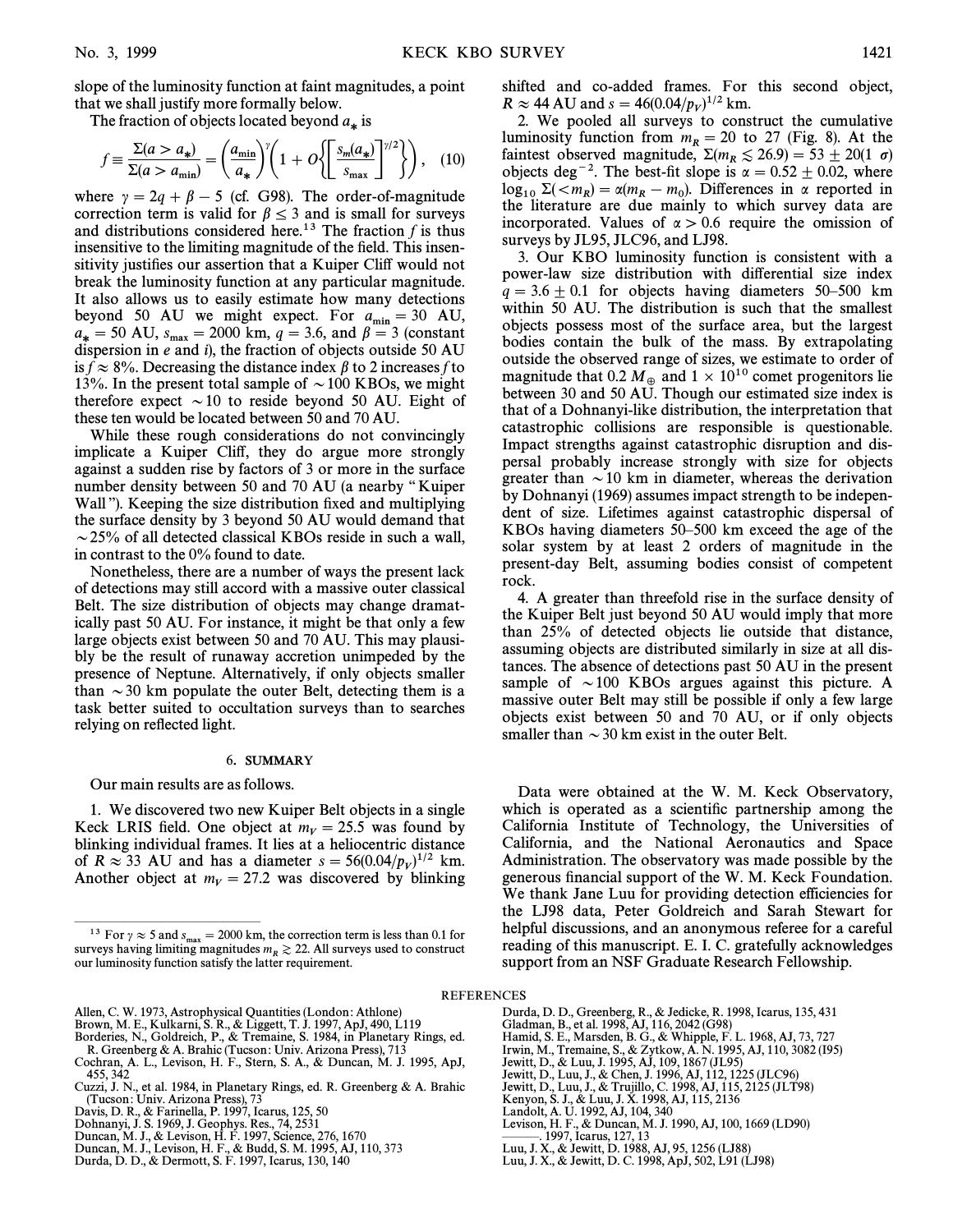slope of the luminosity function at faint magnitudes, a point that we shall justify more formally below.

The fraction of objects located beyond $a_*$ is

$$f \equiv \frac{\Sigma(a > a_*)}{\Sigma(a > a_{\min})} = \left(\frac{a_{\min}}{a_*}\right)^{\gamma}\left(1 + O\left\{\left[\frac{s_m(a_*)}{s_{\max}}\right]^{\gamma/2}\right\}\right), \quad (10)$$

where $\gamma = 2q + \beta - 5$ (cf. G98). The order-of-magnitude correction term is valid for $\beta \leq 3$ and is small for surveys and distributions considered here.[13] The fraction $f$ is thus insensitive to the limiting magnitude of the field. This insensitivity justifies our assertion that a Kuiper Cliff would not break the luminosity function at any particular magnitude. It also allows us to easily estimate how many detections beyond 50 AU we might expect. For $a_{\min} = 30$ AU, $a_* = 50$ AU, $s_{\max} = 2000$ km, $q = 3.6$, and $\beta = 3$ (constant dispersion in $e$ and $i$), the fraction of objects outside 50 AU is $f \approx 8\%$. Decreasing the distance index $\beta$ to 2 increases $f$ to 13%. In the present total sample of $\sim 100$ KBOs, we might therefore expect $\sim 10$ to reside beyond 50 AU. Eight of these ten would be located between 50 and 70 AU.

While these rough considerations do not convincingly implicate a Kuiper Cliff, they do argue more strongly against a sudden rise by factors of 3 or more in the surface number density between 50 and 70 AU (a nearby "Kuiper Wall"). Keeping the size distribution fixed and multiplying the surface density by 3 beyond 50 AU would demand that $\sim 25\%$ of all detected classical KBOs reside in such a wall, in contrast to the 0% found to date.

Nonetheless, there are a number of ways the present lack of detections may still accord with a massive outer classical Belt. The size distribution of objects may change dramatically past 50 AU. For instance, it might be that only a few large objects exist between 50 and 70 AU. This may plausibly be the result of runaway accretion unimpeded by the presence of Neptune. Alternatively, if only objects smaller than $\sim 30$ km populate the outer Belt, detecting them is a task better suited to occultation surveys than to searches relying on reflected light.

## 6. SUMMARY

Our main results are as follows.

1. We discovered two new Kuiper Belt objects in a single Keck LRIS field. One object at $m_V = 25.5$ was found by blinking individual frames. It lies at a heliocentric distance of $R \approx 33$ AU and has a diameter $s = 56(0.04/p_V)^{1/2}$ km. Another object at $m_V = 27.2$ was discovered by blinking shifted and co-added frames. For this second object, $R \approx 44$ AU and $s = 46(0.04/p_V)^{1/2}$ km.

2. We pooled all surveys to construct the cumulative luminosity function from $m_R = 20$ to 27 (Fig. 8). At the faintest observed magnitude, $\Sigma(m_R \lesssim 26.9) = 53 \pm 20(1\ \sigma)$ objects deg$^{-2}$. The best-fit slope is $\alpha = 0.52 \pm 0.02$, where $\log_{10} \Sigma(<m_R) = \alpha(m_R - m_0)$. Differences in $\alpha$ reported in the literature are due mainly to which survey data are incorporated. Values of $\alpha > 0.6$ require the omission of surveys by JL95, JLC96, and LJ98.

3. Our KBO luminosity function is consistent with a power-law size distribution with differential size index $q = 3.6 \pm 0.1$ for objects having diameters 50–500 km within 50 AU. The distribution is such that the smallest objects possess most of the surface area, but the largest bodies contain the bulk of the mass. By extrapolating outside the observed range of sizes, we estimate to order of magnitude that 0.2 $M_\oplus$ and $1 \times 10^{10}$ comet progenitors lie between 30 and 50 AU. Though our estimated size index is that of a Dohnanyi-like distribution, the interpretation that catastrophic collisions are responsible is questionable. Impact strengths against catastrophic disruption and dispersal probably increase strongly with size for objects greater than $\sim 10$ km in diameter, whereas the derivation by Dohnanyi (1969) assumes impact strength to be independent of size. Lifetimes against catastrophic dispersal of KBOs having diameters 50–500 km exceed the age of the solar system by at least 2 orders of magnitude in the present-day Belt, assuming bodies consist of competent rock.

4. A greater than threefold rise in the surface density of the Kuiper Belt just beyond 50 AU would imply that more than 25% of detected objects lie outside that distance, assuming objects are distributed similarly in size at all distances. The absence of detections past 50 AU in the present sample of $\sim 100$ KBOs argues against this picture. A massive outer Belt may still be possible if only a few large objects exist between 50 and 70 AU, or if only objects smaller than $\sim 30$ km exist in the outer Belt.

Data were obtained at the W. M. Keck Observatory, which is operated as a scientific partnership among the California Institute of Technology, the Universities of California, and the National Aeronautics and Space Administration. The observatory was made possible by the generous financial support of the W. M. Keck Foundation. We thank Jane Luu for providing detection efficiencies for the LJ98 data, Peter Goldreich and Sarah Stewart for helpful discussions, and an anonymous referee for a careful reading of this manuscript. E. I. C. gratefully acknowledges support from an NSF Graduate Research Fellowship.

[13] For $\gamma \approx 5$ and $s_{\max} = 2000$ km, the correction term is less than 0.1 for surveys having limiting magnitudes $m_R \gtrsim 22$. All surveys used to construct our luminosity function satisfy the latter requirement.

## REFERENCES

Allen, C. W. 1973, Astrophysical Quantities (London: Athlone)
Brown, M. E., Kulkarni, S. R., & Liggett, T. J. 1997, ApJ, 490, L119
Borderies, N., Goldreich, P., & Tremaine, S. 1984, in Planetary Rings, ed. R. Greenberg & A. Brahic (Tucson: Univ. Arizona Press), 713
Cochran, A. L., Levison, H. F., Stern, S. A., & Duncan, M. J. 1995, ApJ, 455, 342
Cuzzi, J. N., et al. 1984, in Planetary Rings, ed. R. Greenberg & A. Brahic (Tucson: Univ. Arizona Press), 73
Davis, D. R., & Farinella, P. 1997, Icarus, 125, 50
Dohnanyi, J. S. 1969, J. Geophys. Res., 74, 2531
Duncan, M. J., & Levison, H. F. 1997, Science, 276, 1670
Duncan, M. J., Levison, H. F., & Budd, S. M. 1995, AJ, 110, 373
Durda, D. D., & Dermott, S. F. 1997, Icarus, 130, 140
Durda, D. D., Greenberg, R., & Jedicke, R. 1998, Icarus, 135, 431
Gladman, B., et al. 1998, AJ, 116, 2042 (G98)
Hamid, S. E., Marsden, B. G., & Whipple, F. L. 1968, AJ, 73, 727
Irwin, M., Tremaine, S., & Zytkow, A. N. 1995, AJ, 110, 3082 (I95)
Jewitt, D., & Luu, J. 1995, AJ, 109, 1867 (JL95)
Jewitt, D., Luu, J., & Chen, J. 1996, AJ, 112, 1225 (JLC96)
Jewitt, D., Luu, J., & Trujillo, C. 1998, AJ, 115, 2125 (JLT98)
Kenyon, S. J., & Luu, J. X. 1998, AJ, 115, 2136
Landolt, A. U. 1992, AJ, 104, 340
Levison, H. F., & Duncan, M. J. 1990, AJ, 100, 1669 (LD90)
———. 1997, Icarus, 127, 13
Luu, J. X., & Jewitt, D. 1988, AJ, 95, 1256 (LJ88)
Luu, J. X., & Jewitt, D. C. 1998, ApJ, 502, L91 (LJ98)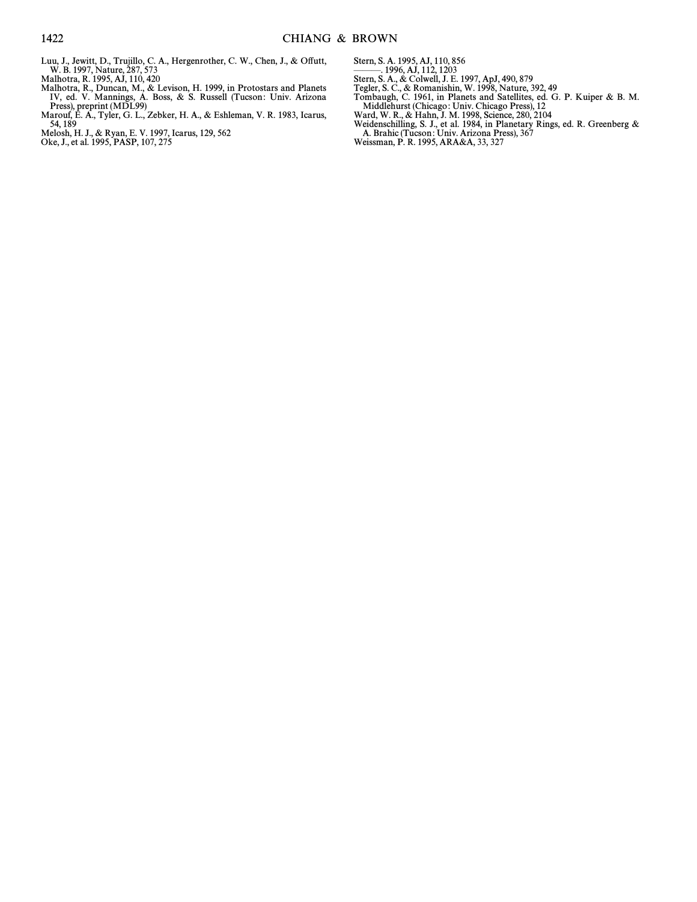Luu, J., Jewitt, D., Trujillo, C. A., Hergenrother, C. W., Chen, J., & Offutt, W. B. 1997, Nature, 287, 573

Malhotra, R. 1995, AJ, 110, 420

Malhotra, R., Duncan, M., & Levison, H. 1999, in Protostars and Planets IV, ed. V. Mannings, A. Boss, & S. Russell (Tucson: Univ. Arizona Press), preprint (MDL99)

Marouf, E. A., Tyler, G. L., Zebker, H. A., & Eshleman, V. R. 1983, Icarus, 54, 189

Melosh, H. J., & Ryan, E. V. 1997, Icarus, 129, 562

Oke, J., et al. 1995, PASP, 107, 275

Stern, S. A. 1995, AJ, 110, 856

———. 1996, AJ, 112, 1203

Stern, S. A., & Colwell, J. E. 1997, ApJ, 490, 879

Tegler, S. C., & Romanishin, W. 1998, Nature, 392, 49

Tombaugh, C. 1961, in Planets and Satellites, ed. G. P. Kuiper & B. M. Middlehurst (Chicago: Univ. Chicago Press), 12

Ward, W. R., & Hahn, J. M. 1998, Science, 280, 2104

Weidenschilling, S. J., et al. 1984, in Planetary Rings, ed. R. Greenberg & A. Brahic (Tucson: Univ. Arizona Press), 367

Weissman, P. R. 1995, ARA&A, 33, 327